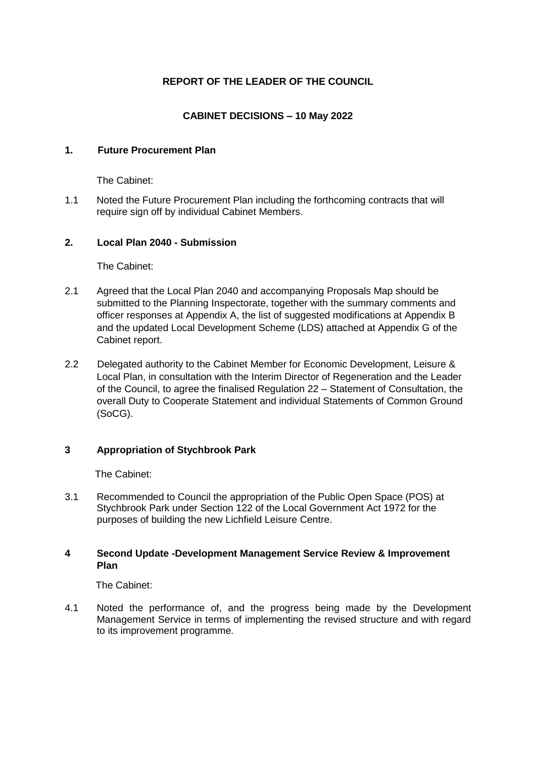**REPORT OF THE LEADER OF THE COUNCIL**

**CABINET DECISIONS – 10 May 2022**

## 1. Future Procurement Plan

The Cabinet:

1.1 Noted the Future Procurement Plan including the forthcoming contracts that will require sign off by individual Cabinet Members.

## 2. Local Plan 2040 - Submission

The Cabinet:

2.1 Agreed that the Local Plan 2040 and accompanying Proposals Map should be submitted to the Planning Inspectorate, together with the summary comments and officer responses at Appendix A, the list of suggested modifications at Appendix B and the updated Local Development Scheme (LDS) attached at Appendix G of the Cabinet report.

2.2 Delegated authority to the Cabinet Member for Economic Development, Leisure & Local Plan, in consultation with the Interim Director of Regeneration and the Leader of the Council, to agree the finalised Regulation 22 – Statement of Consultation, the overall Duty to Cooperate Statement and individual Statements of Common Ground (SoCG).

## 3 Appropriation of Stychbrook Park

The Cabinet:

3.1 Recommended to Council the appropriation of the Public Open Space (POS) at Stychbrook Park under Section 122 of the Local Government Act 1972 for the purposes of building the new Lichfield Leisure Centre.

## 4 Second Update -Development Management Service Review & Improvement Plan

The Cabinet:

4.1 Noted the performance of, and the progress being made by the Development Management Service in terms of implementing the revised structure and with regard to its improvement programme.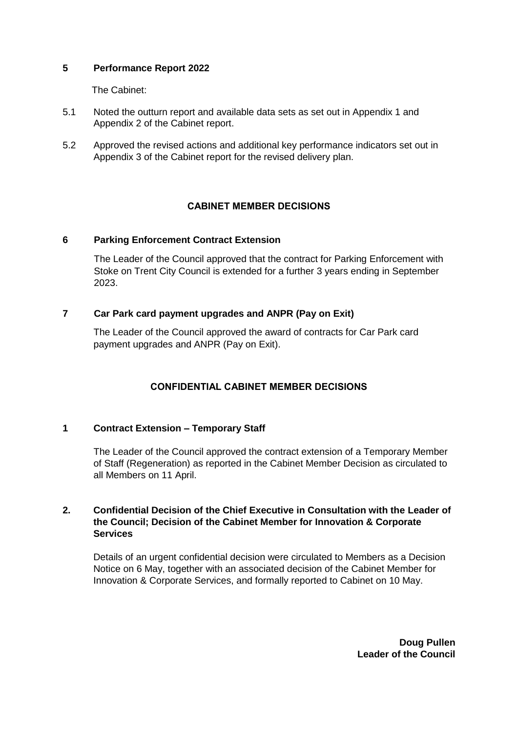## 5 Performance Report 2022

The Cabinet:

5.1 Noted the outturn report and available data sets as set out in Appendix 1 and Appendix 2 of the Cabinet report.

5.2 Approved the revised actions and additional key performance indicators set out in Appendix 3 of the Cabinet report for the revised delivery plan.

## CABINET MEMBER DECISIONS

## 6 Parking Enforcement Contract Extension

The Leader of the Council approved that the contract for Parking Enforcement with Stoke on Trent City Council is extended for a further 3 years ending in September 2023.

## 7 Car Park card payment upgrades and ANPR (Pay on Exit)

The Leader of the Council approved the award of contracts for Car Park card payment upgrades and ANPR (Pay on Exit).

## CONFIDENTIAL CABINET MEMBER DECISIONS

## 1 Contract Extension – Temporary Staff

The Leader of the Council approved the contract extension of a Temporary Member of Staff (Regeneration) as reported in the Cabinet Member Decision as circulated to all Members on 11 April.

## 2. Confidential Decision of the Chief Executive in Consultation with the Leader of the Council; Decision of the Cabinet Member for Innovation & Corporate Services

Details of an urgent confidential decision were circulated to Members as a Decision Notice on 6 May, together with an associated decision of the Cabinet Member for Innovation & Corporate Services, and formally reported to Cabinet on 10 May.

**Doug Pullen**
**Leader of the Council**